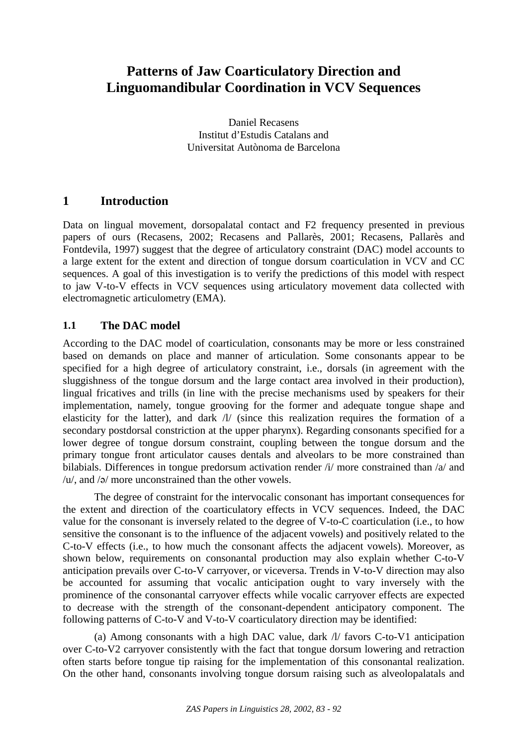# Patterns of Jaw Coarticulatory Direction and Linguomandibular Coordination in VCV Sequences

Daniel Recasens
Institut d'Estudis Catalans and
Universitat Autònoma de Barcelona

## 1 Introduction

Data on lingual movement, dorsopalatal contact and F2 frequency presented in previous papers of ours (Recasens, 2002; Recasens and Pallarès, 2001; Recasens, Pallarès and Fontdevila, 1997) suggest that the degree of articulatory constraint (DAC) model accounts to a large extent for the extent and direction of tongue dorsum coarticulation in VCV and CC sequences. A goal of this investigation is to verify the predictions of this model with respect to jaw V-to-V effects in VCV sequences using articulatory movement data collected with electromagnetic articulometry (EMA).

### 1.1 The DAC model

According to the DAC model of coarticulation, consonants may be more or less constrained based on demands on place and manner of articulation. Some consonants appear to be specified for a high degree of articulatory constraint, i.e., dorsals (in agreement with the sluggishness of the tongue dorsum and the large contact area involved in their production), lingual fricatives and trills (in line with the precise mechanisms used by speakers for their implementation, namely, tongue grooving for the former and adequate tongue shape and elasticity for the latter), and dark /l/ (since this realization requires the formation of a secondary postdorsal constriction at the upper pharynx). Regarding consonants specified for a lower degree of tongue dorsum constraint, coupling between the tongue dorsum and the primary tongue front articulator causes dentals and alveolars to be more constrained than bilabials. Differences in tongue predorsum activation render /i/ more constrained than /a/ and /u/, and /ə/ more unconstrained than the other vowels.

The degree of constraint for the intervocalic consonant has important consequences for the extent and direction of the coarticulatory effects in VCV sequences. Indeed, the DAC value for the consonant is inversely related to the degree of V-to-C coarticulation (i.e., to how sensitive the consonant is to the influence of the adjacent vowels) and positively related to the C-to-V effects (i.e., to how much the consonant affects the adjacent vowels). Moreover, as shown below, requirements on consonantal production may also explain whether C-to-V anticipation prevails over C-to-V carryover, or viceversa. Trends in V-to-V direction may also be accounted for assuming that vocalic anticipation ought to vary inversely with the prominence of the consonantal carryover effects while vocalic carryover effects are expected to decrease with the strength of the consonant-dependent anticipatory component. The following patterns of C-to-V and V-to-V coarticulatory direction may be identified:

(a) Among consonants with a high DAC value, dark /l/ favors C-to-V1 anticipation over C-to-V2 carryover consistently with the fact that tongue dorsum lowering and retraction often starts before tongue tip raising for the implementation of this consonantal realization. On the other hand, consonants involving tongue dorsum raising such as alveolopalatals and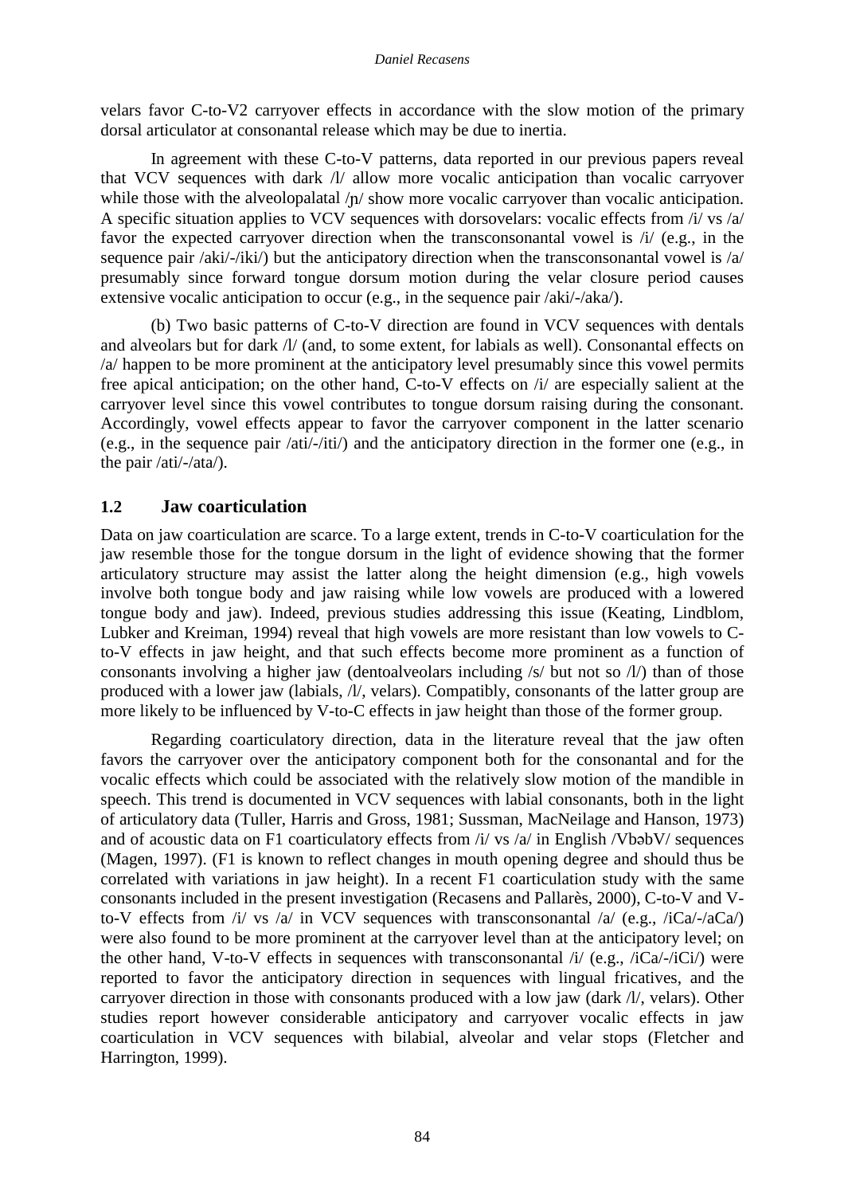velars favor C-to-V2 carryover effects in accordance with the slow motion of the primary dorsal articulator at consonantal release which may be due to inertia.

In agreement with these C-to-V patterns, data reported in our previous papers reveal that VCV sequences with dark /l/ allow more vocalic anticipation than vocalic carryover while those with the alveolopalatal /ɲ/ show more vocalic carryover than vocalic anticipation. A specific situation applies to VCV sequences with dorsovelars: vocalic effects from /i/ vs /a/ favor the expected carryover direction when the transconsonantal vowel is /i/ (e.g., in the sequence pair /aki/-/iki/) but the anticipatory direction when the transconsonantal vowel is /a/ presumably since forward tongue dorsum motion during the velar closure period causes extensive vocalic anticipation to occur (e.g., in the sequence pair /aki/-/aka/).

(b) Two basic patterns of C-to-V direction are found in VCV sequences with dentals and alveolars but for dark /l/ (and, to some extent, for labials as well). Consonantal effects on /a/ happen to be more prominent at the anticipatory level presumably since this vowel permits free apical anticipation; on the other hand, C-to-V effects on /i/ are especially salient at the carryover level since this vowel contributes to tongue dorsum raising during the consonant. Accordingly, vowel effects appear to favor the carryover component in the latter scenario (e.g., in the sequence pair /ati/-/iti/) and the anticipatory direction in the former one (e.g., in the pair /ati/-/ata/).

## 1.2 Jaw coarticulation

Data on jaw coarticulation are scarce. To a large extent, trends in C-to-V coarticulation for the jaw resemble those for the tongue dorsum in the light of evidence showing that the former articulatory structure may assist the latter along the height dimension (e.g., high vowels involve both tongue body and jaw raising while low vowels are produced with a lowered tongue body and jaw). Indeed, previous studies addressing this issue (Keating, Lindblom, Lubker and Kreiman, 1994) reveal that high vowels are more resistant than low vowels to C-to-V effects in jaw height, and that such effects become more prominent as a function of consonants involving a higher jaw (dentoalveolars including /s/ but not so /l/) than of those produced with a lower jaw (labials, /l/, velars). Compatibly, consonants of the latter group are more likely to be influenced by V-to-C effects in jaw height than those of the former group.

Regarding coarticulatory direction, data in the literature reveal that the jaw often favors the carryover over the anticipatory component both for the consonantal and for the vocalic effects which could be associated with the relatively slow motion of the mandible in speech. This trend is documented in VCV sequences with labial consonants, both in the light of articulatory data (Tuller, Harris and Gross, 1981; Sussman, MacNeilage and Hanson, 1973) and of acoustic data on F1 coarticulatory effects from /i/ vs /a/ in English /VbəbV/ sequences (Magen, 1997). (F1 is known to reflect changes in mouth opening degree and should thus be correlated with variations in jaw height). In a recent F1 coarticulation study with the same consonants included in the present investigation (Recasens and Pallarès, 2000), C-to-V and V-to-V effects from /i/ vs /a/ in VCV sequences with transconsonantal /a/ (e.g., /iCa/-/aCa/) were also found to be more prominent at the carryover level than at the anticipatory level; on the other hand, V-to-V effects in sequences with transconsonantal /i/ (e.g., /iCa/-/iCi/) were reported to favor the anticipatory direction in sequences with lingual fricatives, and the carryover direction in those with consonants produced with a low jaw (dark /l/, velars). Other studies report however considerable anticipatory and carryover vocalic effects in jaw coarticulation in VCV sequences with bilabial, alveolar and velar stops (Fletcher and Harrington, 1999).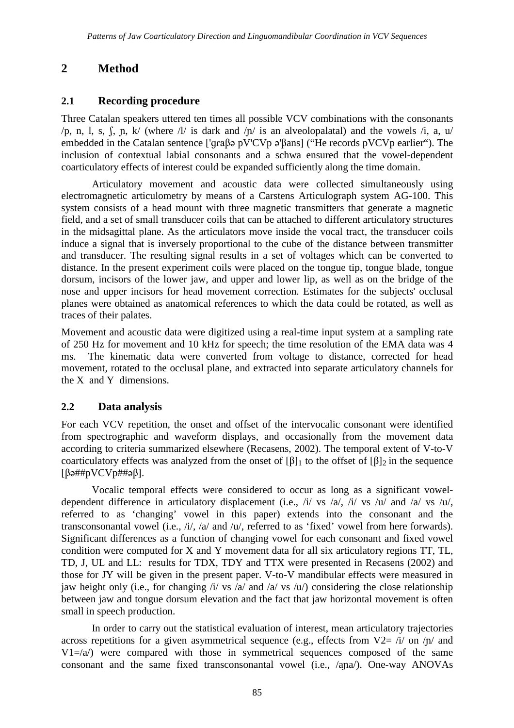## 2 Method

### 2.1 Recording procedure

Three Catalan speakers uttered ten times all possible VCV combinations with the consonants /p, n, l, s, ʃ, ɲ, k/ (where /l/ is dark and /ɲ/ is an alveolopalatal) and the vowels /i, a, u/ embedded in the Catalan sentence ['ɡɾaβə pV'CVp ə'βans] ("He records pVCVp earlier"). The inclusion of contextual labial consonants and a schwa ensured that the vowel-dependent coarticulatory effects of interest could be expanded sufficiently along the time domain.

Articulatory movement and acoustic data were collected simultaneously using electromagnetic articulometry by means of a Carstens Articulograph system AG-100. This system consists of a head mount with three magnetic transmitters that generate a magnetic field, and a set of small transducer coils that can be attached to different articulatory structures in the midsagittal plane. As the articulators move inside the vocal tract, the transducer coils induce a signal that is inversely proportional to the cube of the distance between transmitter and transducer. The resulting signal results in a set of voltages which can be converted to distance. In the present experiment coils were placed on the tongue tip, tongue blade, tongue dorsum, incisors of the lower jaw, and upper and lower lip, as well as on the bridge of the nose and upper incisors for head movement correction. Estimates for the subjects' occlusal planes were obtained as anatomical references to which the data could be rotated, as well as traces of their palates.

Movement and acoustic data were digitized using a real-time input system at a sampling rate of 250 Hz for movement and 10 kHz for speech; the time resolution of the EMA data was 4 ms. The kinematic data were converted from voltage to distance, corrected for head movement, rotated to the occlusal plane, and extracted into separate articulatory channels for the X and Y dimensions.

### 2.2 Data analysis

For each VCV repetition, the onset and offset of the intervocalic consonant were identified from spectrographic and waveform displays, and occasionally from the movement data according to criteria summarized elsewhere (Recasens, 2002). The temporal extent of V-to-V coarticulatory effects was analyzed from the onset of $[\beta]_1$ to the offset of $[\beta]_2$ in the sequence [βə##pVCVp##əβ].

Vocalic temporal effects were considered to occur as long as a significant vowel-dependent difference in articulatory displacement (i.e., /i/ vs /a/, /i/ vs /u/ and /a/ vs /u/, referred to as 'changing' vowel in this paper) extends into the consonant and the transconsonantal vowel (i.e., /i/, /a/ and /u/, referred to as 'fixed' vowel from here forwards). Significant differences as a function of changing vowel for each consonant and fixed vowel condition were computed for X and Y movement data for all six articulatory regions TT, TL, TD, J, UL and LL: results for TDX, TDY and TTX were presented in Recasens (2002) and those for JY will be given in the present paper. V-to-V mandibular effects were measured in jaw height only (i.e., for changing /i/ vs /a/ and /a/ vs /u/) considering the close relationship between jaw and tongue dorsum elevation and the fact that jaw horizontal movement is often small in speech production.

In order to carry out the statistical evaluation of interest, mean articulatory trajectories across repetitions for a given asymmetrical sequence (e.g., effects from V2= /i/ on /ɲ/ and V1=/a/) were compared with those in symmetrical sequences composed of the same consonant and the same fixed transconsonantal vowel (i.e., /aɲa/). One-way ANOVAs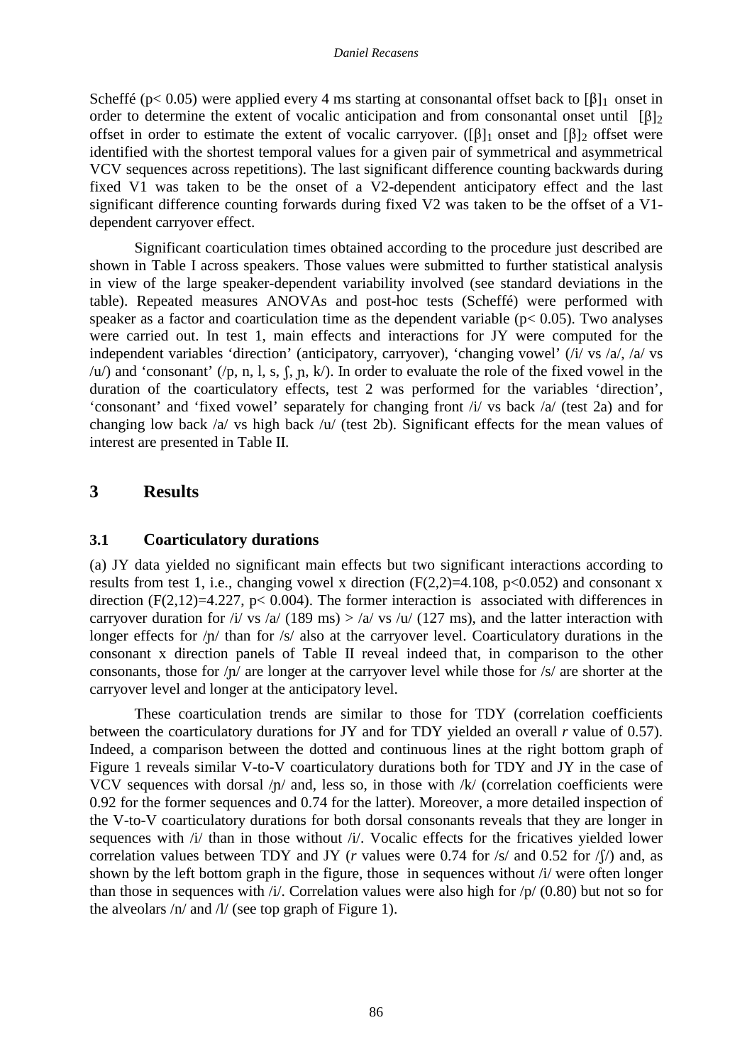Scheffé ($p < 0.05$) were applied every 4 ms starting at consonantal offset back to $[\beta]_1$ onset in order to determine the extent of vocalic anticipation and from consonantal onset until $[\beta]_2$ offset in order to estimate the extent of vocalic carryover. ($[\beta]_1$ onset and $[\beta]_2$ offset were identified with the shortest temporal values for a given pair of symmetrical and asymmetrical VCV sequences across repetitions). The last significant difference counting backwards during fixed V1 was taken to be the onset of a V2-dependent anticipatory effect and the last significant difference counting forwards during fixed V2 was taken to be the offset of a V1-dependent carryover effect.

Significant coarticulation times obtained according to the procedure just described are shown in Table I across speakers. Those values were submitted to further statistical analysis in view of the large speaker-dependent variability involved (see standard deviations in the table). Repeated measures ANOVAs and post-hoc tests (Scheffé) were performed with speaker as a factor and coarticulation time as the dependent variable ($p < 0.05$). Two analyses were carried out. In test 1, main effects and interactions for JY were computed for the independent variables 'direction' (anticipatory, carryover), 'changing vowel' (/i/ vs /a/, /a/ vs /u/) and 'consonant' (/p, n, l, s, ʃ, ɲ, k/). In order to evaluate the role of the fixed vowel in the duration of the coarticulatory effects, test 2 was performed for the variables 'direction', 'consonant' and 'fixed vowel' separately for changing front /i/ vs back /a/ (test 2a) and for changing low back /a/ vs high back /u/ (test 2b). Significant effects for the mean values of interest are presented in Table II.

# 3 Results

## 3.1 Coarticulatory durations

(a) JY data yielded no significant main effects but two significant interactions according to results from test 1, i.e., changing vowel x direction ($F(2,2)=4.108$, $p<0.052$) and consonant x direction ($F(2,12)=4.227$, $p< 0.004$). The former interaction is associated with differences in carryover duration for /i/ vs /a/ (189 ms) > /a/ vs /u/ (127 ms), and the latter interaction with longer effects for /ɲ/ than for /s/ also at the carryover level. Coarticulatory durations in the consonant x direction panels of Table II reveal indeed that, in comparison to the other consonants, those for /ɲ/ are longer at the carryover level while those for /s/ are shorter at the carryover level and longer at the anticipatory level.

These coarticulation trends are similar to those for TDY (correlation coefficients between the coarticulatory durations for JY and for TDY yielded an overall *r* value of 0.57). Indeed, a comparison between the dotted and continuous lines at the right bottom graph of Figure 1 reveals similar V-to-V coarticulatory durations both for TDY and JY in the case of VCV sequences with dorsal /ɲ/ and, less so, in those with /k/ (correlation coefficients were 0.92 for the former sequences and 0.74 for the latter). Moreover, a more detailed inspection of the V-to-V coarticulatory durations for both dorsal consonants reveals that they are longer in sequences with /i/ than in those without /i/. Vocalic effects for the fricatives yielded lower correlation values between TDY and JY (*r* values were 0.74 for /s/ and 0.52 for /ʃ/) and, as shown by the left bottom graph in the figure, those in sequences without /i/ were often longer than those in sequences with /i/. Correlation values were also high for /p/ (0.80) but not so for the alveolars /n/ and /l/ (see top graph of Figure 1).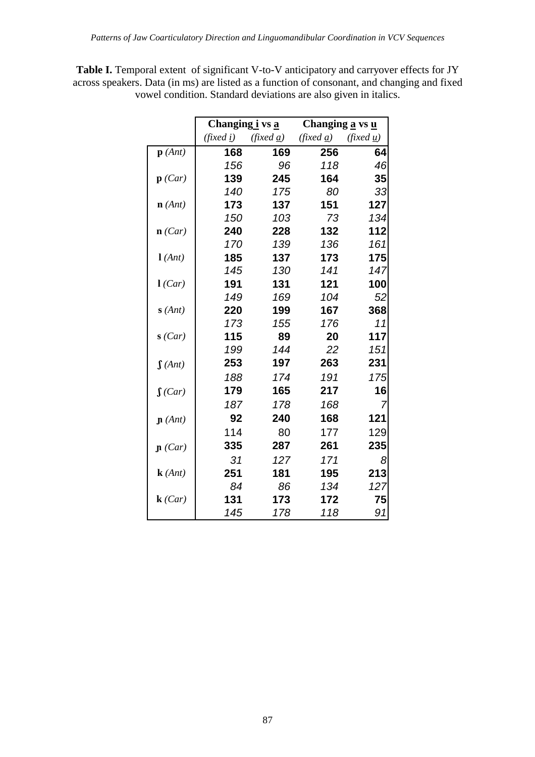**Table I.** Temporal extent of significant V-to-V anticipatory and carryover effects for JY across speakers. Data (in ms) are listed as a function of consonant, and changing and fixed vowel condition. Standard deviations are also given in italics.

| | Changing <u>i</u> vs <u>a</u> | | Changing <u>a</u> vs <u>u</u> | |
|---|---|---|---|---|
| | *(fixed i)* | *(fixed a)* | *(fixed a)* | *(fixed u)* |
| **p** *(Ant)* | **168** | **169** | **256** | **64** |
| | *156* | *96* | *118* | *46* |
| **p** *(Car)* | **139** | **245** | **164** | **35** |
| | *140* | *175* | *80* | *33* |
| **n** *(Ant)* | **173** | **137** | **151** | **127** |
| | *150* | *103* | *73* | *134* |
| **n** *(Car)* | **240** | **228** | **132** | **112** |
| | *170* | *139* | *136* | *161* |
| **l** *(Ant)* | **185** | **137** | **173** | **175** |
| | *145* | *130* | *141* | *147* |
| **l** *(Car)* | **191** | **131** | **121** | **100** |
| | *149* | *169* | *104* | *52* |
| **s** *(Ant)* | **220** | **199** | **167** | **368** |
| | *173* | *155* | *176* | *11* |
| **s** *(Car)* | **115** | **89** | **20** | **117** |
| | *199* | *144* | *22* | *151* |
| **ʃ** *(Ant)* | **253** | **197** | **263** | **231** |
| | *188* | *174* | *191* | *175* |
| **ʃ** *(Car)* | **179** | **165** | **217** | **16** |
| | *187* | *178* | *168* | *7* |
| **ɲ** *(Ant)* | **92** | **240** | **168** | **121** |
| | 114 | 80 | 177 | 129 |
| **ɲ** *(Car)* | **335** | **287** | **261** | **235** |
| | *31* | *127* | *171* | *8* |
| **k** *(Ant)* | **251** | **181** | **195** | **213** |
| | *84* | *86* | *134* | *127* |
| **k** *(Car)* | **131** | **173** | **172** | **75** |
| | *145* | *178* | *118* | *91* |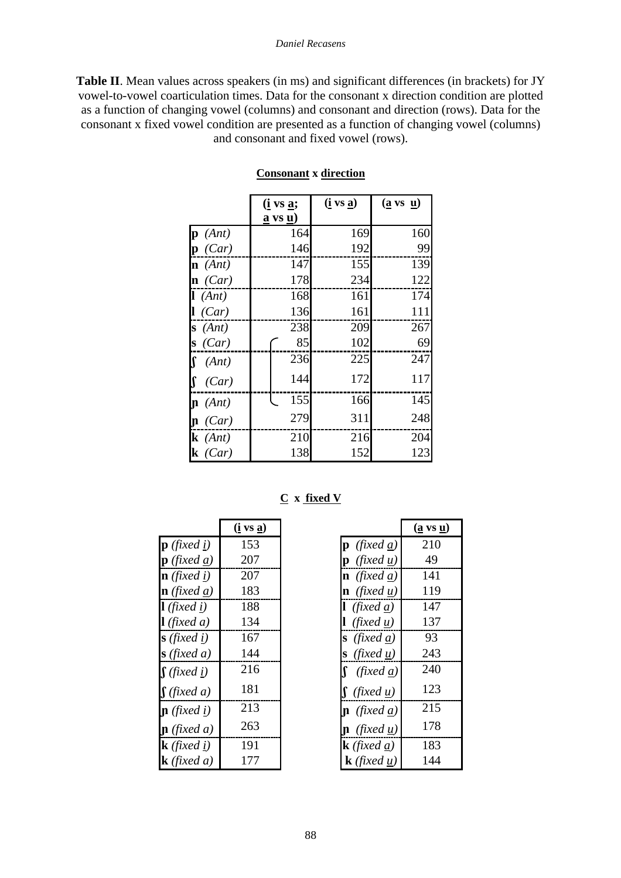**Table II**. Mean values across speakers (in ms) and significant differences (in brackets) for JY vowel-to-vowel coarticulation times. Data for the consonant x direction condition are plotted as a function of changing vowel (columns) and consonant and direction (rows). Data for the consonant x fixed vowel condition are presented as a function of changing vowel (columns) and consonant and fixed vowel (rows).

**Consonant x direction**

| | (i vs a; a vs u) | (i vs a) | (a vs u) |
|---|---|---|---|
| **p** *(Ant)* | 164 | 169 | 160 |
| **p** *(Car)* | 146 | 192 | 99 |
| **n** *(Ant)* | 147 | 155 | 139 |
| **n** *(Car)* | 178 | 234 | 122 |
| **l** *(Ant)* | 168 | 161 | 174 |
| **l** *(Car)* | 136 | 161 | 111 |
| **s** *(Ant)* | 238 | 209 | 267 |
| **s** *(Car)* | 85 | 102 | 69 |
| **ʃ** *(Ant)* | 236 | 225 | 247 |
| **ʃ** *(Car)* | 144 | 172 | 117 |
| **ɲ** *(Ant)* | 155 | 166 | 145 |
| **ɲ** *(Car)* | 279 | 311 | 248 |
| **k** *(Ant)* | 210 | 216 | 204 |
| **k** *(Car)* | 138 | 152 | 123 |

**C x fixed V**

| | (i vs a) |
|---|---|
| **p** *(fixed i)* | 153 |
| **p** *(fixed a)* | 207 |
| **n** *(fixed i)* | 207 |
| **n** *(fixed a)* | 183 |
| **l** *(fixed i)* | 188 |
| **l** *(fixed a)* | 134 |
| **s** *(fixed i)* | 167 |
| **s** *(fixed a)* | 144 |
| **ʃ** *(fixed i)* | 216 |
| **ʃ** *(fixed a)* | 181 |
| **ɲ** *(fixed i)* | 213 |
| **ɲ** *(fixed a)* | 263 |
| **k** *(fixed i)* | 191 |
| **k** *(fixed a)* | 177 |

| | (a vs u) |
|---|---|
| **p** *(fixed a)* | 210 |
| **p** *(fixed u)* | 49 |
| **n** *(fixed a)* | 141 |
| **n** *(fixed u)* | 119 |
| **l** *(fixed a)* | 147 |
| **l** *(fixed u)* | 137 |
| **s** *(fixed a)* | 93 |
| **s** *(fixed u)* | 243 |
| **ʃ** *(fixed a)* | 240 |
| **ʃ** *(fixed u)* | 123 |
| **ɲ** *(fixed a)* | 215 |
| **ɲ** *(fixed u)* | 178 |
| **k** *(fixed a)* | 183 |
| **k** *(fixed u)* | 144 |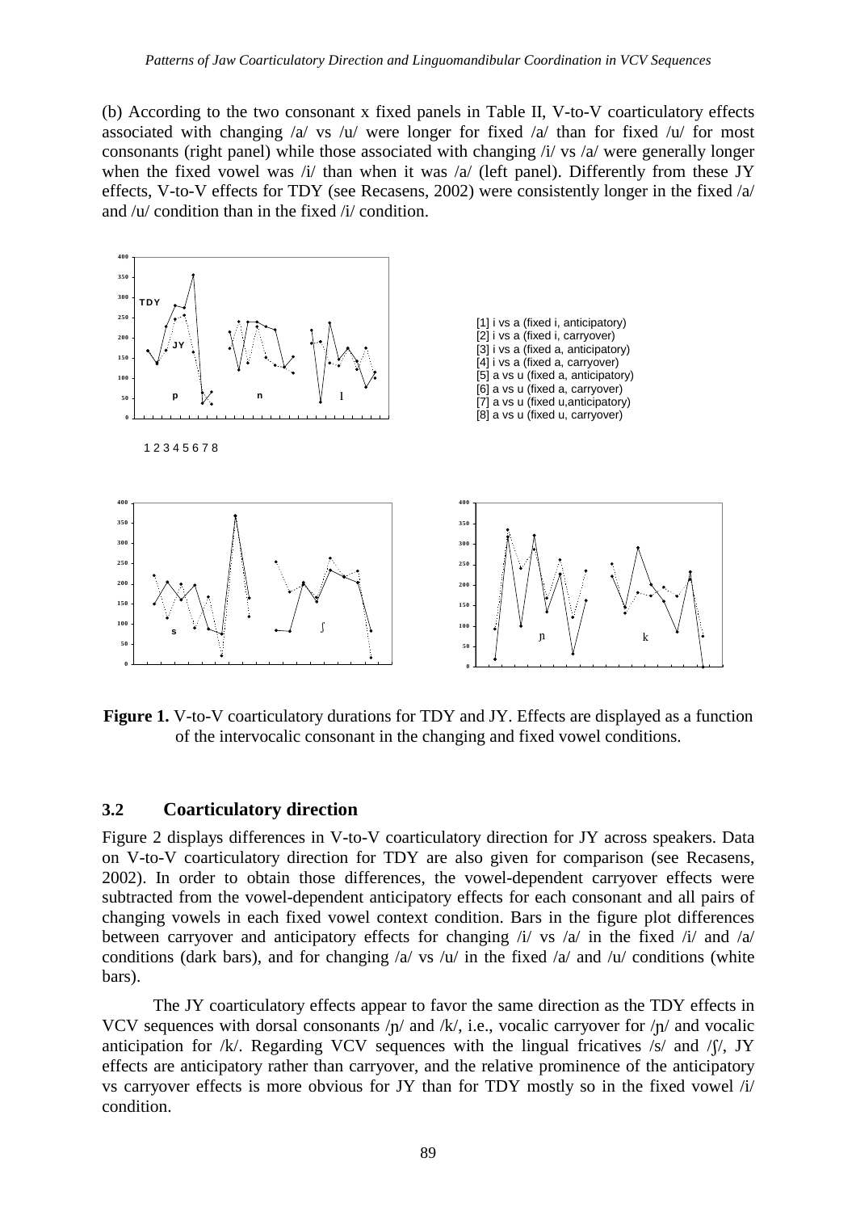(b) According to the two consonant x fixed panels in Table II, V-to-V coarticulatory effects associated with changing /a/ vs /u/ were longer for fixed /a/ than for fixed /u/ for most consonants (right panel) while those associated with changing /i/ vs /a/ were generally longer when the fixed vowel was /i/ than when it was /a/ (left panel). Differently from these JY effects, V-to-V effects for TDY (see Recasens, 2002) were consistently longer in the fixed /a/ and /u/ condition than in the fixed /i/ condition.

[1] i vs a (fixed i, anticipatory)
[2] i vs a (fixed i, carryover)
[3] i vs a (fixed a, anticipatory)
[4] i vs a (fixed a, carryover)
[5] a vs u (fixed a, anticipatory)
[6] a vs u (fixed a, carryover)
[7] a vs u (fixed u,anticipatory)
[8] a vs u (fixed u, carryover)

**Figure 1.** V-to-V coarticulatory durations for TDY and JY. Effects are displayed as a function of the intervocalic consonant in the changing and fixed vowel conditions.

### 3.2 Coarticulatory direction

Figure 2 displays differences in V-to-V coarticulatory direction for JY across speakers. Data on V-to-V coarticulatory direction for TDY are also given for comparison (see Recasens, 2002). In order to obtain those differences, the vowel-dependent carryover effects were subtracted from the vowel-dependent anticipatory effects for each consonant and all pairs of changing vowels in each fixed vowel context condition. Bars in the figure plot differences between carryover and anticipatory effects for changing /i/ vs /a/ in the fixed /i/ and /a/ conditions (dark bars), and for changing /a/ vs /u/ in the fixed /a/ and /u/ conditions (white bars).

The JY coarticulatory effects appear to favor the same direction as the TDY effects in VCV sequences with dorsal consonants /ɲ/ and /k/, i.e., vocalic carryover for /ɲ/ and vocalic anticipation for /k/. Regarding VCV sequences with the lingual fricatives /s/ and /ʃ/, JY effects are anticipatory rather than carryover, and the relative prominence of the anticipatory vs carryover effects is more obvious for JY than for TDY mostly so in the fixed vowel /i/ condition.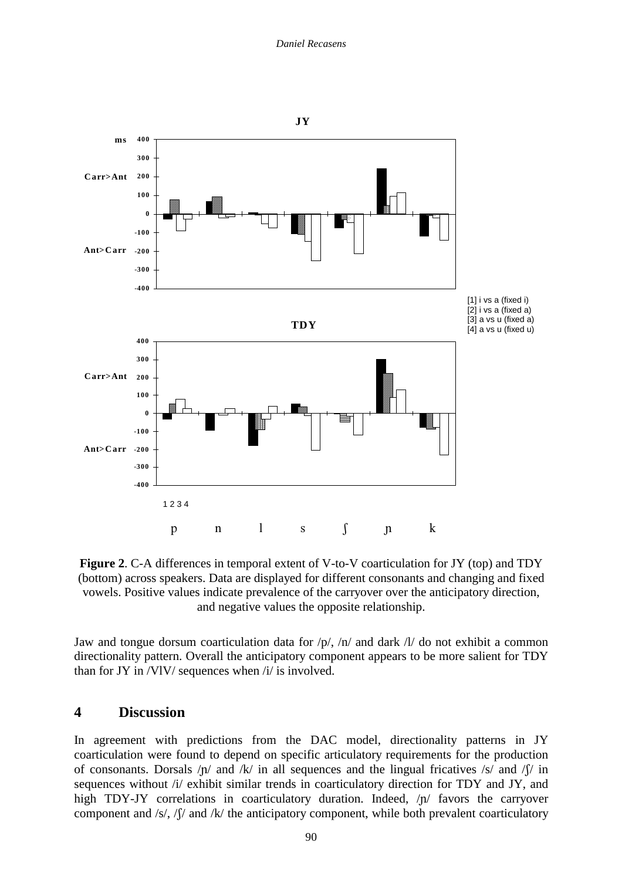**Figure 2**. C-A differences in temporal extent of V-to-V coarticulation for JY (top) and TDY (bottom) across speakers. Data are displayed for different consonants and changing and fixed vowels. Positive values indicate prevalence of the carryover over the anticipatory direction, and negative values the opposite relationship.

Jaw and tongue dorsum coarticulation data for /p/, /n/ and dark /l/ do not exhibit a common directionality pattern. Overall the anticipatory component appears to be more salient for TDY than for JY in /VlV/ sequences when /i/ is involved.

## 4 Discussion

In agreement with predictions from the DAC model, directionality patterns in JY coarticulation were found to depend on specific articulatory requirements for the production of consonants. Dorsals /ɲ/ and /k/ in all sequences and the lingual fricatives /s/ and /ʃ/ in sequences without /i/ exhibit similar trends in coarticulatory direction for TDY and JY, and high TDY-JY correlations in coarticulatory duration. Indeed, /ɲ/ favors the carryover component and /s/, /ʃ/ and /k/ the anticipatory component, while both prevalent coarticulatory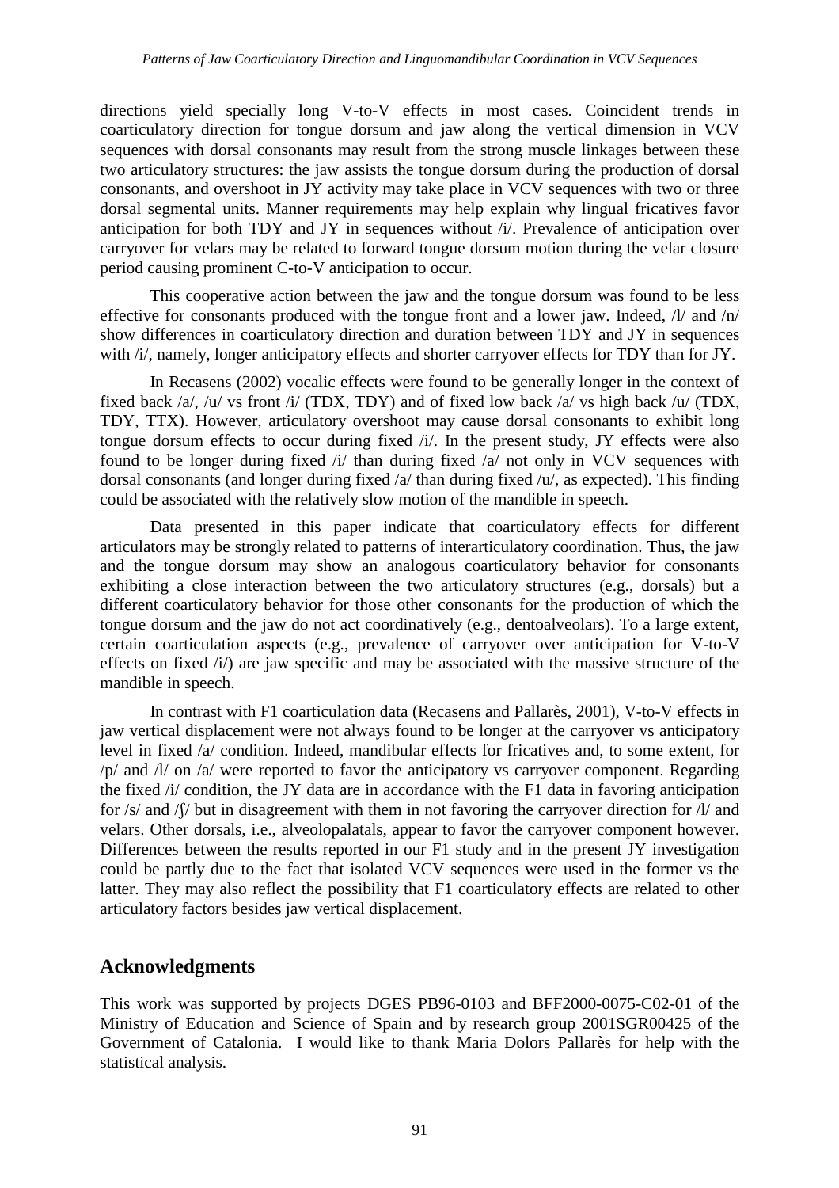directions yield specially long V-to-V effects in most cases. Coincident trends in coarticulatory direction for tongue dorsum and jaw along the vertical dimension in VCV sequences with dorsal consonants may result from the strong muscle linkages between these two articulatory structures: the jaw assists the tongue dorsum during the production of dorsal consonants, and overshoot in JY activity may take place in VCV sequences with two or three dorsal segmental units. Manner requirements may help explain why lingual fricatives favor anticipation for both TDY and JY in sequences without /i/. Prevalence of anticipation over carryover for velars may be related to forward tongue dorsum motion during the velar closure period causing prominent C-to-V anticipation to occur.

This cooperative action between the jaw and the tongue dorsum was found to be less effective for consonants produced with the tongue front and a lower jaw. Indeed, /l/ and /n/ show differences in coarticulatory direction and duration between TDY and JY in sequences with /i/, namely, longer anticipatory effects and shorter carryover effects for TDY than for JY.

In Recasens (2002) vocalic effects were found to be generally longer in the context of fixed back /a/, /u/ vs front /i/ (TDX, TDY) and of fixed low back /a/ vs high back /u/ (TDX, TDY, TTX). However, articulatory overshoot may cause dorsal consonants to exhibit long tongue dorsum effects to occur during fixed /i/. In the present study, JY effects were also found to be longer during fixed /i/ than during fixed /a/ not only in VCV sequences with dorsal consonants (and longer during fixed /a/ than during fixed /u/, as expected). This finding could be associated with the relatively slow motion of the mandible in speech.

Data presented in this paper indicate that coarticulatory effects for different articulators may be strongly related to patterns of interarticulatory coordination. Thus, the jaw and the tongue dorsum may show an analogous coarticulatory behavior for consonants exhibiting a close interaction between the two articulatory structures (e.g., dorsals) but a different coarticulatory behavior for those other consonants for the production of which the tongue dorsum and the jaw do not act coordinatively (e.g., dentoalveolars). To a large extent, certain coarticulation aspects (e.g., prevalence of carryover over anticipation for V-to-V effects on fixed /i/) are jaw specific and may be associated with the massive structure of the mandible in speech.

In contrast with F1 coarticulation data (Recasens and Pallarès, 2001), V-to-V effects in jaw vertical displacement were not always found to be longer at the carryover vs anticipatory level in fixed /a/ condition. Indeed, mandibular effects for fricatives and, to some extent, for /p/ and /l/ on /a/ were reported to favor the anticipatory vs carryover component. Regarding the fixed /i/ condition, the JY data are in accordance with the F1 data in favoring anticipation for /s/ and /ʃ/ but in disagreement with them in not favoring the carryover direction for /l/ and velars. Other dorsals, i.e., alveolopalatals, appear to favor the carryover component however. Differences between the results reported in our F1 study and in the present JY investigation could be partly due to the fact that isolated VCV sequences were used in the former vs the latter. They may also reflect the possibility that F1 coarticulatory effects are related to other articulatory factors besides jaw vertical displacement.

## Acknowledgments

This work was supported by projects DGES PB96-0103 and BFF2000-0075-C02-01 of the Ministry of Education and Science of Spain and by research group 2001SGR00425 of the Government of Catalonia. I would like to thank Maria Dolors Pallarès for help with the statistical analysis.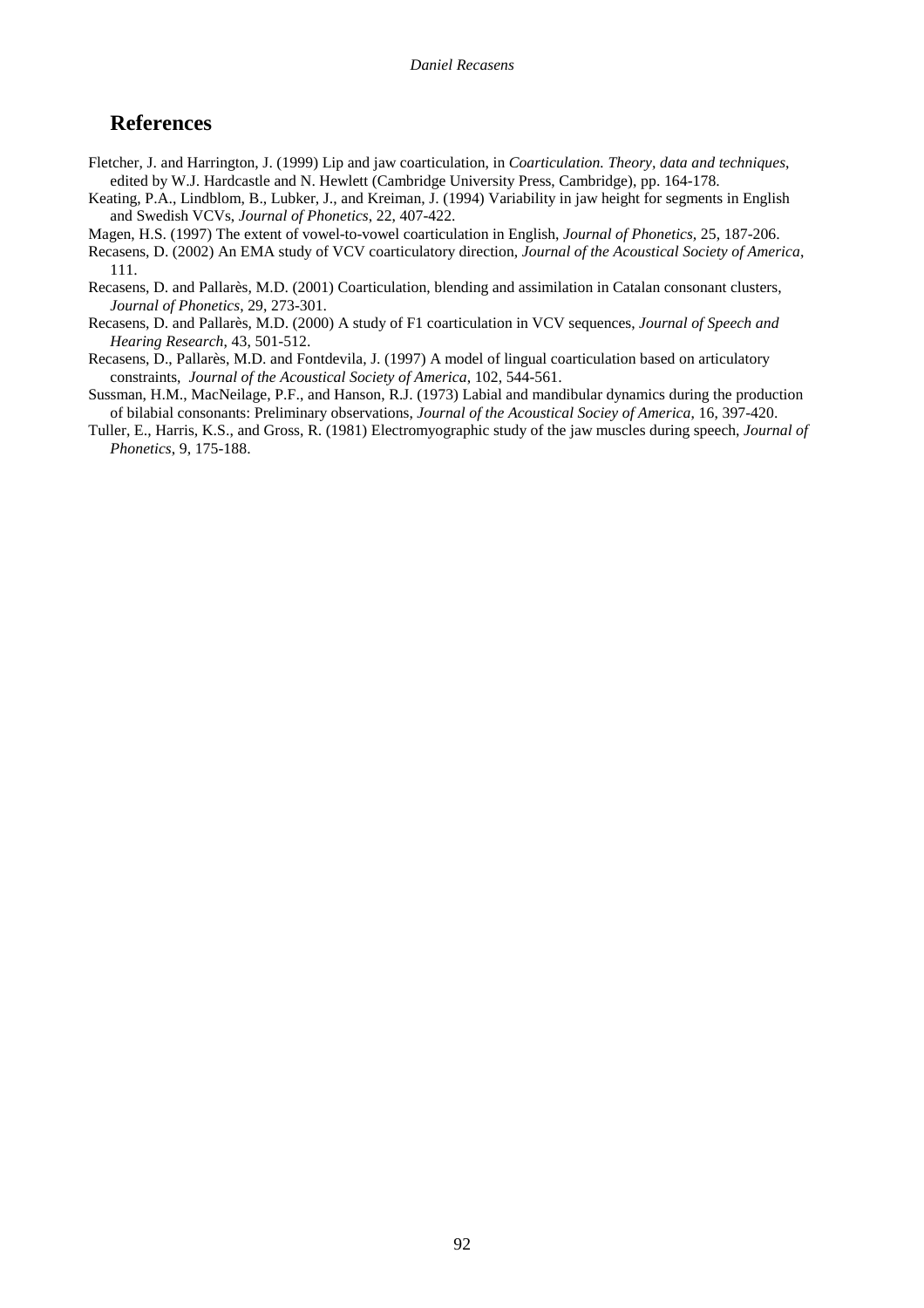## References

Fletcher, J. and Harrington, J. (1999) Lip and jaw coarticulation, in *Coarticulation. Theory, data and techniques*, edited by W.J. Hardcastle and N. Hewlett (Cambridge University Press, Cambridge), pp. 164-178.

Keating, P.A., Lindblom, B., Lubker, J., and Kreiman, J. (1994) Variability in jaw height for segments in English and Swedish VCVs, *Journal of Phonetics*, 22, 407-422.

Magen, H.S. (1997) The extent of vowel-to-vowel coarticulation in English, *Journal of Phonetics*, 25, 187-206.

Recasens, D. (2002) An EMA study of VCV coarticulatory direction, *Journal of the Acoustical Society of America*, 111.

Recasens, D. and Pallarès, M.D. (2001) Coarticulation, blending and assimilation in Catalan consonant clusters, *Journal of Phonetics*, 29, 273-301.

Recasens, D. and Pallarès, M.D. (2000) A study of F1 coarticulation in VCV sequences, *Journal of Speech and Hearing Research*, 43, 501-512.

Recasens, D., Pallarès, M.D. and Fontdevila, J. (1997) A model of lingual coarticulation based on articulatory constraints, *Journal of the Acoustical Society of America*, 102, 544-561.

Sussman, H.M., MacNeilage, P.F., and Hanson, R.J. (1973) Labial and mandibular dynamics during the production of bilabial consonants: Preliminary observations, *Journal of the Acoustical Sociey of America*, 16, 397-420.

Tuller, E., Harris, K.S., and Gross, R. (1981) Electromyographic study of the jaw muscles during speech, *Journal of Phonetics*, 9, 175-188.